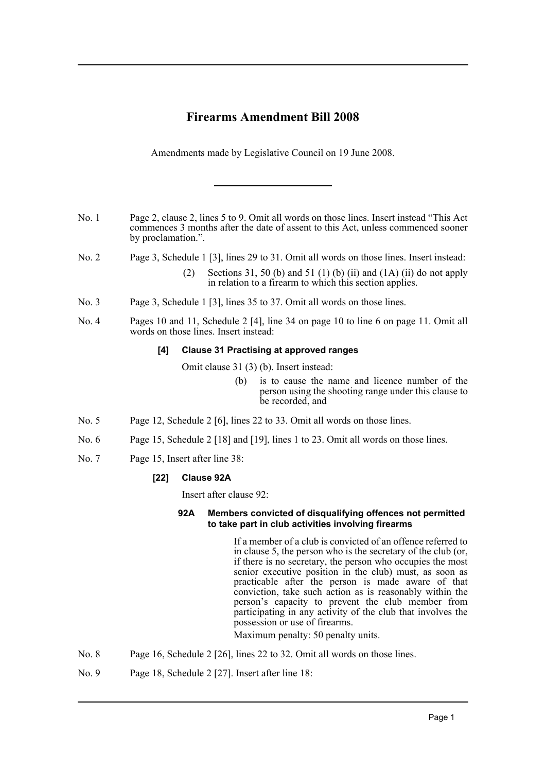# Firearms Amendment Bill 2008

Amendments made by Legislative Council on 19 June 2008.

---

No. 1 Page 2, clause 2, lines 5 to 9. Omit all words on those lines. Insert instead "This Act commences 3 months after the date of assent to this Act, unless commenced sooner by proclamation.".

No. 2 Page 3, Schedule 1 [3], lines 29 to 31. Omit all words on those lines. Insert instead:

> (2) Sections 31, 50 (b) and 51 (1) (b) (ii) and (1A) (ii) do not apply in relation to a firearm to which this section applies.

No. 3 Page 3, Schedule 1 [3], lines 35 to 37. Omit all words on those lines.

No. 4 Pages 10 and 11, Schedule 2 [4], line 34 on page 10 to line 6 on page 11. Omit all words on those lines. Insert instead:

> **[4] Clause 31 Practising at approved ranges**
>
> Omit clause 31 (3) (b). Insert instead:
>
> > (b) is to cause the name and licence number of the person using the shooting range under this clause to be recorded, and

No. 5 Page 12, Schedule 2 [6], lines 22 to 33. Omit all words on those lines.

No. 6 Page 15, Schedule 2 [18] and [19], lines 1 to 23. Omit all words on those lines.

No. 7 Page 15, Insert after line 38:

> **[22] Clause 92A**
>
> Insert after clause 92:
>
> **92A Members convicted of disqualifying offences not permitted to take part in club activities involving firearms**
>
> If a member of a club is convicted of an offence referred to in clause 5, the person who is the secretary of the club (or, if there is no secretary, the person who occupies the most senior executive position in the club) must, as soon as practicable after the person is made aware of that conviction, take such action as is reasonably within the person's capacity to prevent the club member from participating in any activity of the club that involves the possession or use of firearms.
>
> Maximum penalty: 50 penalty units.

No. 8 Page 16, Schedule 2 [26], lines 22 to 32. Omit all words on those lines.

No. 9 Page 18, Schedule 2 [27]. Insert after line 18: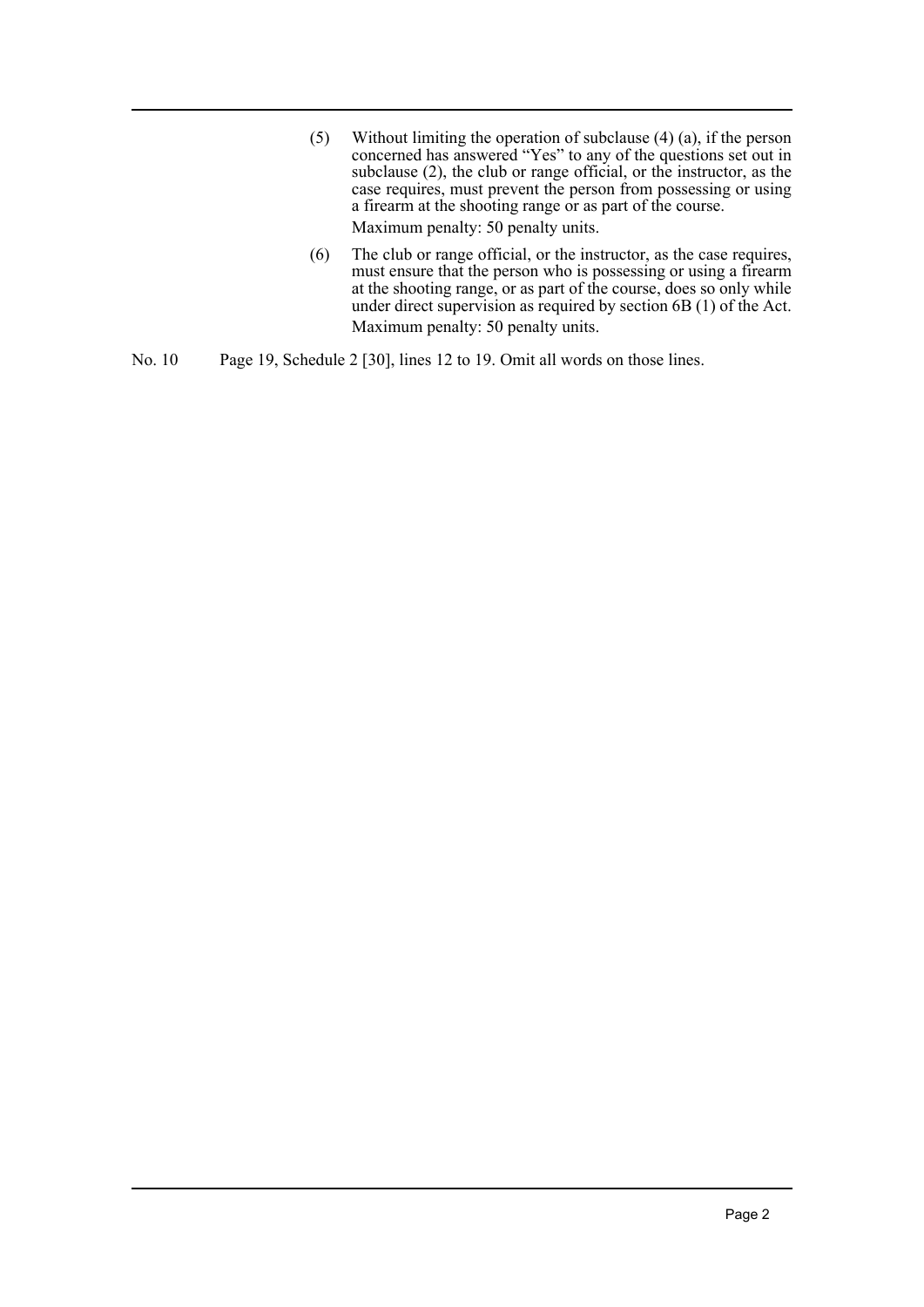(5) Without limiting the operation of subclause (4) (a), if the person concerned has answered “Yes” to any of the questions set out in subclause (2), the club or range official, or the instructor, as the case requires, must prevent the person from possessing or using a firearm at the shooting range or as part of the course.

Maximum penalty: 50 penalty units.

(6) The club or range official, or the instructor, as the case requires, must ensure that the person who is possessing or using a firearm at the shooting range, or as part of the course, does so only while under direct supervision as required by section 6B (1) of the Act.

Maximum penalty: 50 penalty units.

No. 10 Page 19, Schedule 2 [30], lines 12 to 19. Omit all words on those lines.